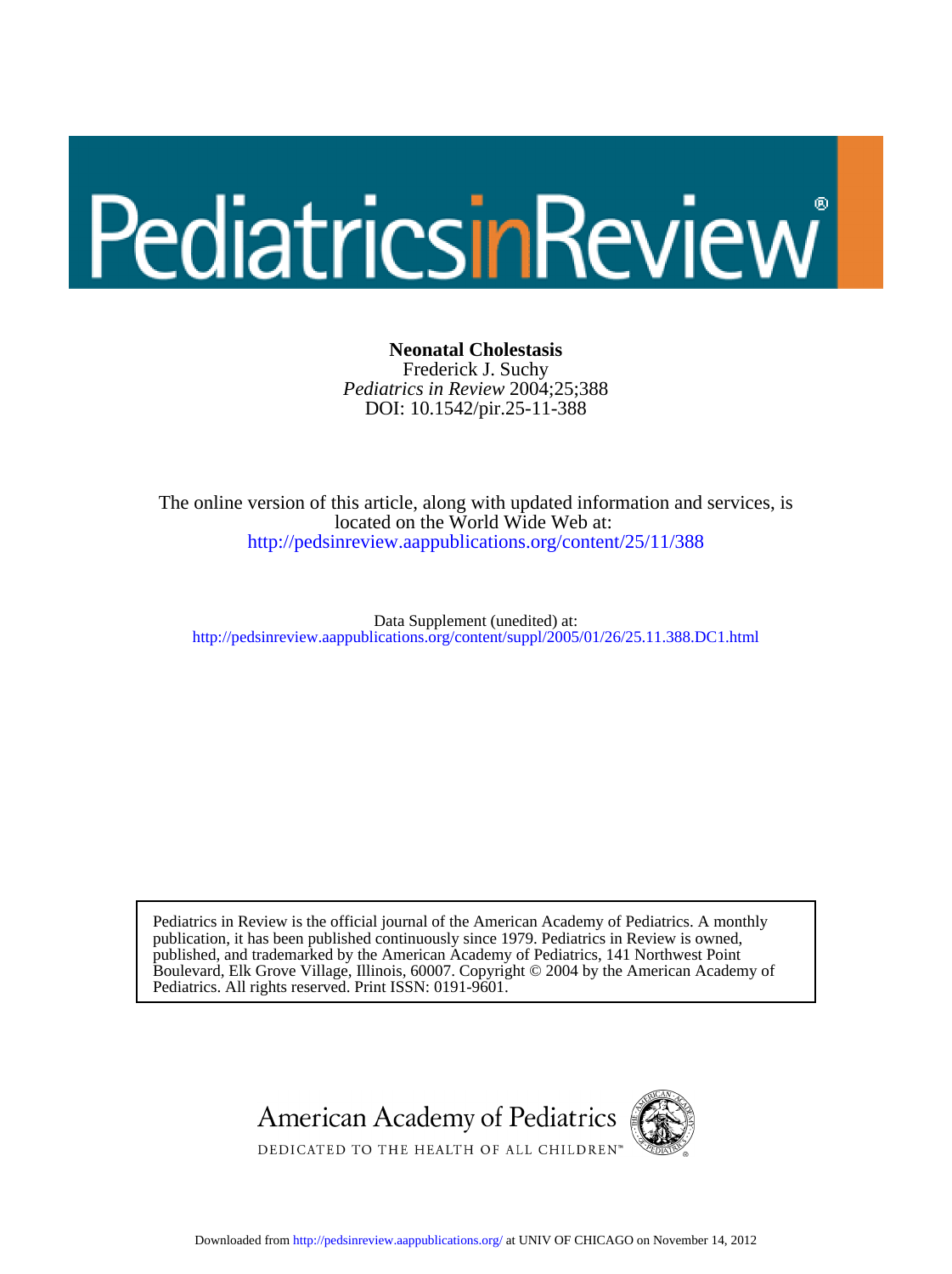# Neonatal Cholestasis

Frederick J. Suchy

*Pediatrics in Review* 2004;25;388

DOI: 10.1542/pir.25-11-388

The online version of this article, along with updated information and services, is located on the World Wide Web at:

http://pedsinreview.aappublications.org/content/25/11/388

Data Supplement (unedited) at:

http://pedsinreview.aappublications.org/content/suppl/2005/01/26/25.11.388.DC1.html

Pediatrics in Review is the official journal of the American Academy of Pediatrics. A monthly publication, it has been published continuously since 1979. Pediatrics in Review is owned, published, and trademarked by the American Academy of Pediatrics, 141 Northwest Point Boulevard, Elk Grove Village, Illinois, 60007. Copyright © 2004 by the American Academy of Pediatrics. All rights reserved. Print ISSN: 0191-9601.

American Academy of Pediatrics

DEDICATED TO THE HEALTH OF ALL CHILDREN™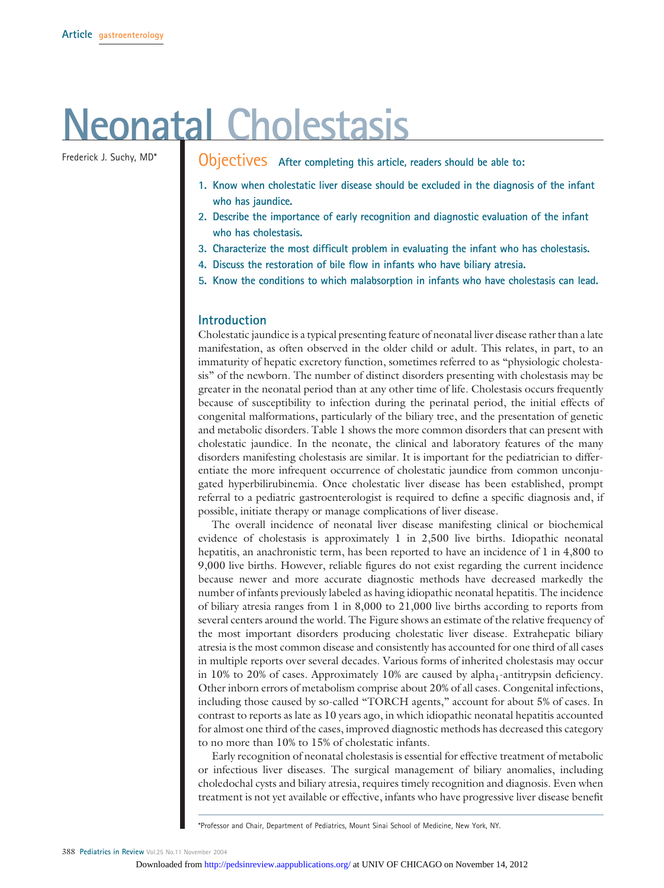Article gastroenterology

# Neonatal Cholestasis

Frederick J. Suchy, MD*

## Objectives

After completing this article, readers should be able to:

1. Know when cholestatic liver disease should be excluded in the diagnosis of the infant who has jaundice.
2. Describe the importance of early recognition and diagnostic evaluation of the infant who has cholestasis.
3. Characterize the most difficult problem in evaluating the infant who has cholestasis.
4. Discuss the restoration of bile flow in infants who have biliary atresia.
5. Know the conditions to which malabsorption in infants who have cholestasis can lead.

## Introduction

Cholestatic jaundice is a typical presenting feature of neonatal liver disease rather than a late manifestation, as often observed in the older child or adult. This relates, in part, to an immaturity of hepatic excretory function, sometimes referred to as "physiologic cholestasis" of the newborn. The number of distinct disorders presenting with cholestasis may be greater in the neonatal period than at any other time of life. Cholestasis occurs frequently because of susceptibility to infection during the perinatal period, the initial effects of congenital malformations, particularly of the biliary tree, and the presentation of genetic and metabolic disorders. Table 1 shows the more common disorders that can present with cholestatic jaundice. In the neonate, the clinical and laboratory features of the many disorders manifesting cholestasis are similar. It is important for the pediatrician to differentiate the more infrequent occurrence of cholestatic jaundice from common unconjugated hyperbilirubinemia. Once cholestatic liver disease has been established, prompt referral to a pediatric gastroenterologist is required to define a specific diagnosis and, if possible, initiate therapy or manage complications of liver disease.

The overall incidence of neonatal liver disease manifesting clinical or biochemical evidence of cholestasis is approximately 1 in 2,500 live births. Idiopathic neonatal hepatitis, an anachronistic term, has been reported to have an incidence of 1 in 4,800 to 9,000 live births. However, reliable figures do not exist regarding the current incidence because newer and more accurate diagnostic methods have decreased markedly the number of infants previously labeled as having idiopathic neonatal hepatitis. The incidence of biliary atresia ranges from 1 in 8,000 to 21,000 live births according to reports from several centers around the world. The Figure shows an estimate of the relative frequency of the most important disorders producing cholestatic liver disease. Extrahepatic biliary atresia is the most common disease and consistently has accounted for one third of all cases in multiple reports over several decades. Various forms of inherited cholestasis may occur in 10% to 20% of cases. Approximately 10% are caused by $alpha_1$-antitrypsin deficiency. Other inborn errors of metabolism comprise about 20% of all cases. Congenital infections, including those caused by so-called "TORCH agents," account for about 5% of cases. In contrast to reports as late as 10 years ago, in which idiopathic neonatal hepatitis accounted for almost one third of the cases, improved diagnostic methods has decreased this category to no more than 10% to 15% of cholestatic infants.

Early recognition of neonatal cholestasis is essential for effective treatment of metabolic or infectious liver diseases. The surgical management of biliary anomalies, including choledochal cysts and biliary atresia, requires timely recognition and diagnosis. Even when treatment is not yet available or effective, infants who have progressive liver disease benefit

*Professor and Chair, Department of Pediatrics, Mount Sinai School of Medicine, New York, NY.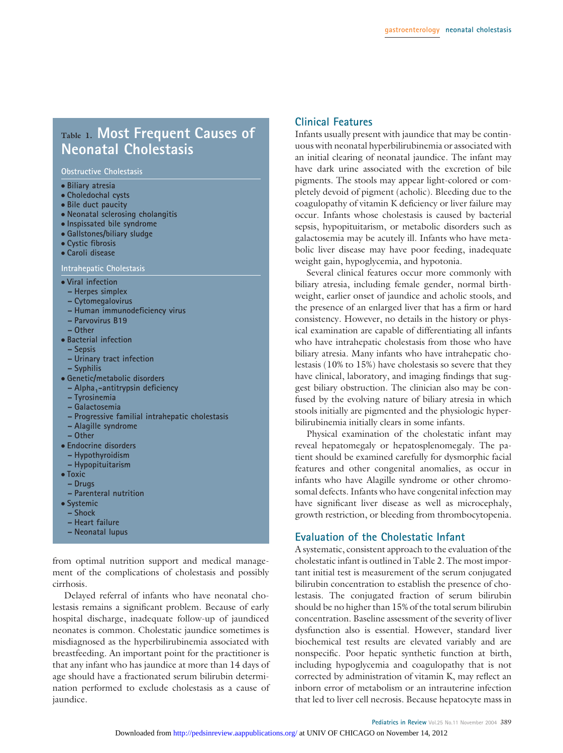## Table 1. Most Frequent Causes of Neonatal Cholestasis

**Obstructive Cholestasis**

- Biliary atresia
- Choledochal cysts
- Bile duct paucity
- Neonatal sclerosing cholangitis
- Inspissated bile syndrome
- Gallstones/biliary sludge
- Cystic fibrosis
- Caroli disease

**Intrahepatic Cholestasis**

- Viral infection
  - Herpes simplex
  - Cytomegalovirus
  - Human immunodeficiency virus
  - Parvovirus B19
  - Other
- Bacterial infection
  - Sepsis
  - Urinary tract infection
  - Syphilis
- Genetic/metabolic disorders
  - $Alpha_1$-antitrypsin deficiency
  - Tyrosinemia
  - Galactosemia
  - Progressive familial intrahepatic cholestasis
  - Alagille syndrome
  - Other
- Endocrine disorders
  - Hypothyroidism
  - Hypopituitarism
- Toxic
  - Drugs
  - Parenteral nutrition
- Systemic
  - Shock
  - Heart failure
  - Neonatal lupus

from optimal nutrition support and medical management of the complications of cholestasis and possibly cirrhosis.

Delayed referral of infants who have neonatal cholestasis remains a significant problem. Because of early hospital discharge, inadequate follow-up of jaundiced neonates is common. Cholestatic jaundice sometimes is misdiagnosed as the hyperbilirubinemia associated with breastfeeding. An important point for the practitioner is that any infant who has jaundice at more than 14 days of age should have a fractionated serum bilirubin determination performed to exclude cholestasis as a cause of jaundice.

## Clinical Features

Infants usually present with jaundice that may be continuous with neonatal hyperbilirubinemia or associated with an initial clearing of neonatal jaundice. The infant may have dark urine associated with the excretion of bile pigments. The stools may appear light-colored or completely devoid of pigment (acholic). Bleeding due to the coagulopathy of vitamin K deficiency or liver failure may occur. Infants whose cholestasis is caused by bacterial sepsis, hypopituitarism, or metabolic disorders such as galactosemia may be acutely ill. Infants who have metabolic liver disease may have poor feeding, inadequate weight gain, hypoglycemia, and hypotonia.

Several clinical features occur more commonly with biliary atresia, including female gender, normal birthweight, earlier onset of jaundice and acholic stools, and the presence of an enlarged liver that has a firm or hard consistency. However, no details in the history or physical examination are capable of differentiating all infants who have intrahepatic cholestasis from those who have biliary atresia. Many infants who have intrahepatic cholestasis (10% to 15%) have cholestasis so severe that they have clinical, laboratory, and imaging findings that suggest biliary obstruction. The clinician also may be confused by the evolving nature of biliary atresia in which stools initially are pigmented and the physiologic hyperbilirubinemia initially clears in some infants.

Physical examination of the cholestatic infant may reveal hepatomegaly or hepatosplenomegaly. The patient should be examined carefully for dysmorphic facial features and other congenital anomalies, as occur in infants who have Alagille syndrome or other chromosomal defects. Infants who have congenital infection may have significant liver disease as well as microcephaly, growth restriction, or bleeding from thrombocytopenia.

## Evaluation of the Cholestatic Infant

A systematic, consistent approach to the evaluation of the cholestatic infant is outlined in Table 2. The most important initial test is measurement of the serum conjugated bilirubin concentration to establish the presence of cholestasis. The conjugated fraction of serum bilirubin should be no higher than 15% of the total serum bilirubin concentration. Baseline assessment of the severity of liver dysfunction also is essential. However, standard liver biochemical test results are elevated variably and are nonspecific. Poor hepatic synthetic function at birth, including hypoglycemia and coagulopathy that is not corrected by administration of vitamin K, may reflect an inborn error of metabolism or an intrauterine infection that led to liver cell necrosis. Because hepatocyte mass in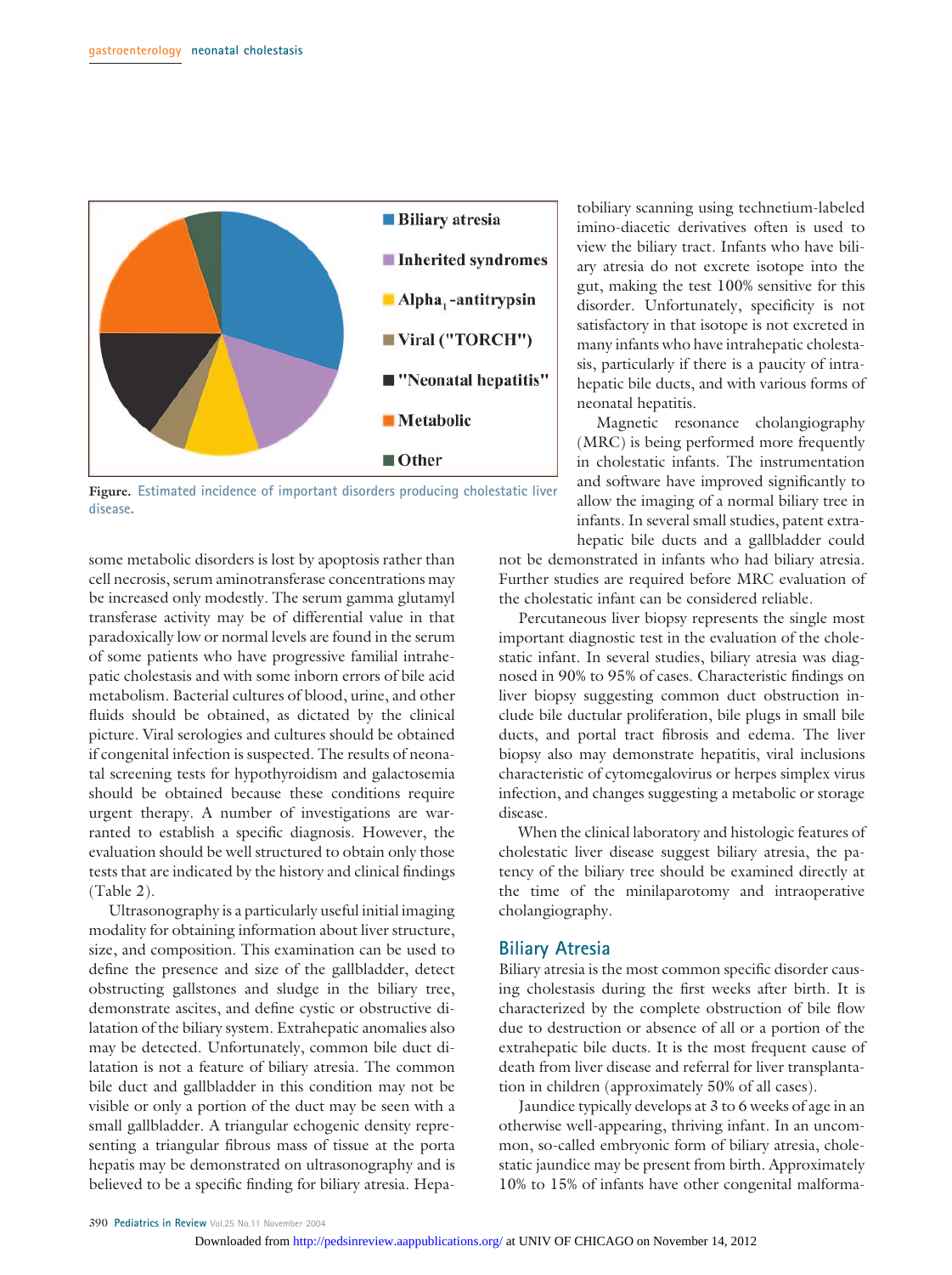**Figure.** Estimated incidence of important disorders producing cholestatic liver disease.

some metabolic disorders is lost by apoptosis rather than cell necrosis, serum aminotransferase concentrations may be increased only modestly. The serum gamma glutamyl transferase activity may be of differential value in that paradoxically low or normal levels are found in the serum of some patients who have progressive familial intrahepatic cholestasis and with some inborn errors of bile acid metabolism. Bacterial cultures of blood, urine, and other fluids should be obtained, as dictated by the clinical picture. Viral serologies and cultures should be obtained if congenital infection is suspected. The results of neonatal screening tests for hypothyroidism and galactosemia should be obtained because these conditions require urgent therapy. A number of investigations are warranted to establish a specific diagnosis. However, the evaluation should be well structured to obtain only those tests that are indicated by the history and clinical findings (Table 2).

Ultrasonography is a particularly useful initial imaging modality for obtaining information about liver structure, size, and composition. This examination can be used to define the presence and size of the gallbladder, detect obstructing gallstones and sludge in the biliary tree, demonstrate ascites, and define cystic or obstructive dilatation of the biliary system. Extrahepatic anomalies also may be detected. Unfortunately, common bile duct dilatation is not a feature of biliary atresia. The common bile duct and gallbladder in this condition may not be visible or only a portion of the duct may be seen with a small gallbladder. A triangular echogenic density representing a triangular fibrous mass of tissue at the porta hepatis may be demonstrated on ultrasonography and is believed to be a specific finding for biliary atresia. Hepatobiliary scanning using technetium-labeled imino-diacetic derivatives often is used to view the biliary tract. Infants who have biliary atresia do not excrete isotope into the gut, making the test 100% sensitive for this disorder. Unfortunately, specificity is not satisfactory in that isotope is not excreted in many infants who have intrahepatic cholestasis, particularly if there is a paucity of intrahepatic bile ducts, and with various forms of neonatal hepatitis.

Magnetic resonance cholangiography (MRC) is being performed more frequently in cholestatic infants. The instrumentation and software have improved significantly to allow the imaging of a normal biliary tree in infants. In several small studies, patent extrahepatic bile ducts and a gallbladder could not be demonstrated in infants who had biliary atresia. Further studies are required before MRC evaluation of the cholestatic infant can be considered reliable.

Percutaneous liver biopsy represents the single most important diagnostic test in the evaluation of the cholestatic infant. In several studies, biliary atresia was diagnosed in 90% to 95% of cases. Characteristic findings on liver biopsy suggesting common duct obstruction include bile ductular proliferation, bile plugs in small bile ducts, and portal tract fibrosis and edema. The liver biopsy also may demonstrate hepatitis, viral inclusions characteristic of cytomegalovirus or herpes simplex virus infection, and changes suggesting a metabolic or storage disease.

When the clinical laboratory and histologic features of cholestatic liver disease suggest biliary atresia, the patency of the biliary tree should be examined directly at the time of the minilaparotomy and intraoperative cholangiography.

## Biliary Atresia

Biliary atresia is the most common specific disorder causing cholestasis during the first weeks after birth. It is characterized by the complete obstruction of bile flow due to destruction or absence of all or a portion of the extrahepatic bile ducts. It is the most frequent cause of death from liver disease and referral for liver transplantation in children (approximately 50% of all cases).

Jaundice typically develops at 3 to 6 weeks of age in an otherwise well-appearing, thriving infant. In an uncommon, so-called embryonic form of biliary atresia, cholestatic jaundice may be present from birth. Approximately 10% to 15% of infants have other congenital malforma-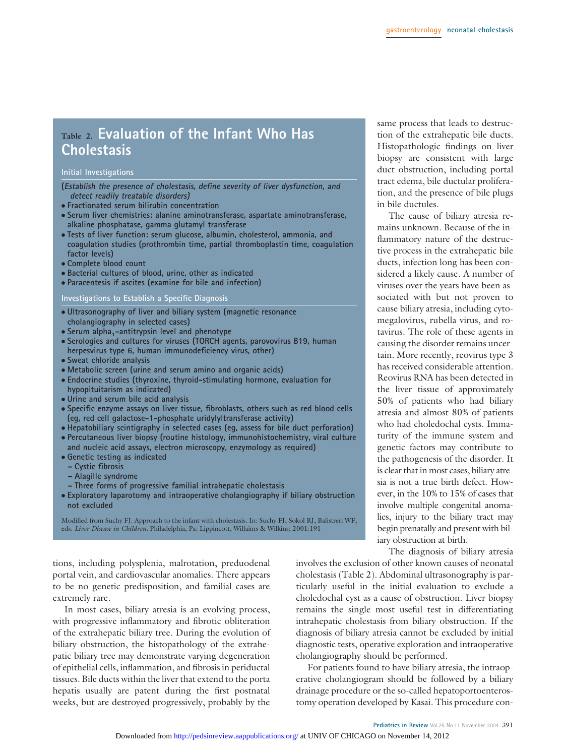## Table 2. Evaluation of the Infant Who Has Cholestasis

### Initial Investigations

*(Establish the presence of cholestasis, define severity of liver dysfunction, and detect readily treatable disorders)*

- Fractionated serum bilirubin concentration
- Serum liver chemistries: alanine aminotransferase, aspartate aminotransferase, alkaline phosphatase, gamma glutamyl transferase
- Tests of liver function: serum glucose, albumin, cholesterol, ammonia, and coagulation studies (prothrombin time, partial thromboplastin time, coagulation factor levels)
- Complete blood count
- Bacterial cultures of blood, urine, other as indicated
- Paracentesis if ascites (examine for bile and infection)

### Investigations to Establish a Specific Diagnosis

- Ultrasonography of liver and biliary system (magnetic resonance cholangiography in selected cases)
- Serum alpha$_1$-antitrypsin level and phenotype
- Serologies and cultures for viruses (TORCH agents, parovovirus B19, human herpesvirus type 6, human immunodeficiency virus, other)
- Sweat chloride analysis
- Metabolic screen (urine and serum amino and organic acids)
- Endocrine studies (thyroxine, thyroid-stimulating hormone, evaluation for hypopituitarism as indicated)
- Urine and serum bile acid analysis
- Specific enzyme assays on liver tissue, fibroblasts, others such as red blood cells (eg, red cell galactose-1-phosphate uridylyltransferase activity)
- Hepatobiliary scintigraphy in selected cases (eg, assess for bile duct perforation)
- Percutaneous liver biopsy (routine histology, immunohistochemistry, viral culture and nucleic acid assays, electron microscopy, enzymology as required)
- Genetic testing as indicated
  - Cystic fibrosis
  - Alagille syndrome
  - Three forms of progressive familial intrahepatic cholestasis
- Exploratory laparotomy and intraoperative cholangiography if biliary obstruction not excluded

Modified from Suchy FJ. Approach to the infant with cholestasis. In: Suchy FJ, Sokol RJ, Balistreri WF, eds. *Liver Disease in Children*. Philadelphia, Pa: Lippincott, Willaims & Wilkins; 2001:191

tions, including polysplenia, malrotation, preduodenal portal vein, and cardiovascular anomalies. There appears to be no genetic predisposition, and familial cases are extremely rare.

In most cases, biliary atresia is an evolving process, with progressive inflammatory and fibrotic obliteration of the extrahepatic biliary tree. During the evolution of biliary obstruction, the histopathology of the extrahepatic biliary tree may demonstrate varying degeneration of epithelial cells, inflammation, and fibrosis in periductal tissues. Bile ducts within the liver that extend to the porta hepatis usually are patent during the first postnatal weeks, but are destroyed progressively, probably by the same process that leads to destruction of the extrahepatic bile ducts. Histopathologic findings on liver biopsy are consistent with large duct obstruction, including portal tract edema, bile ductular proliferation, and the presence of bile plugs in bile ductules.

The cause of biliary atresia remains unknown. Because of the inflammatory nature of the destructive process in the extrahepatic bile ducts, infection long has been considered a likely cause. A number of viruses over the years have been associated with but not proven to cause biliary atresia, including cytomegalovirus, rubella virus, and rotavirus. The role of these agents in causing the disorder remains uncertain. More recently, reovirus type 3 has received considerable attention. Reovirus RNA has been detected in the liver tissue of approximately 50% of patients who had biliary atresia and almost 80% of patients who had choledochal cysts. Immaturity of the immune system and genetic factors may contribute to the pathogenesis of the disorder. It is clear that in most cases, biliary atresia is not a true birth defect. However, in the 10% to 15% of cases that involve multiple congenital anomalies, injury to the biliary tract may begin prenatally and present with biliary obstruction at birth.

The diagnosis of biliary atresia involves the exclusion of other known causes of neonatal cholestasis (Table 2). Abdominal ultrasonography is particularly useful in the initial evaluation to exclude a choledochal cyst as a cause of obstruction. Liver biopsy remains the single most useful test in differentiating intrahepatic cholestasis from biliary obstruction. If the diagnosis of biliary atresia cannot be excluded by initial diagnostic tests, operative exploration and intraoperative cholangiography should be performed.

For patients found to have biliary atresia, the intraoperative cholangiogram should be followed by a biliary drainage procedure or the so-called hepatoportoenterostomy operation developed by Kasai. This procedure con-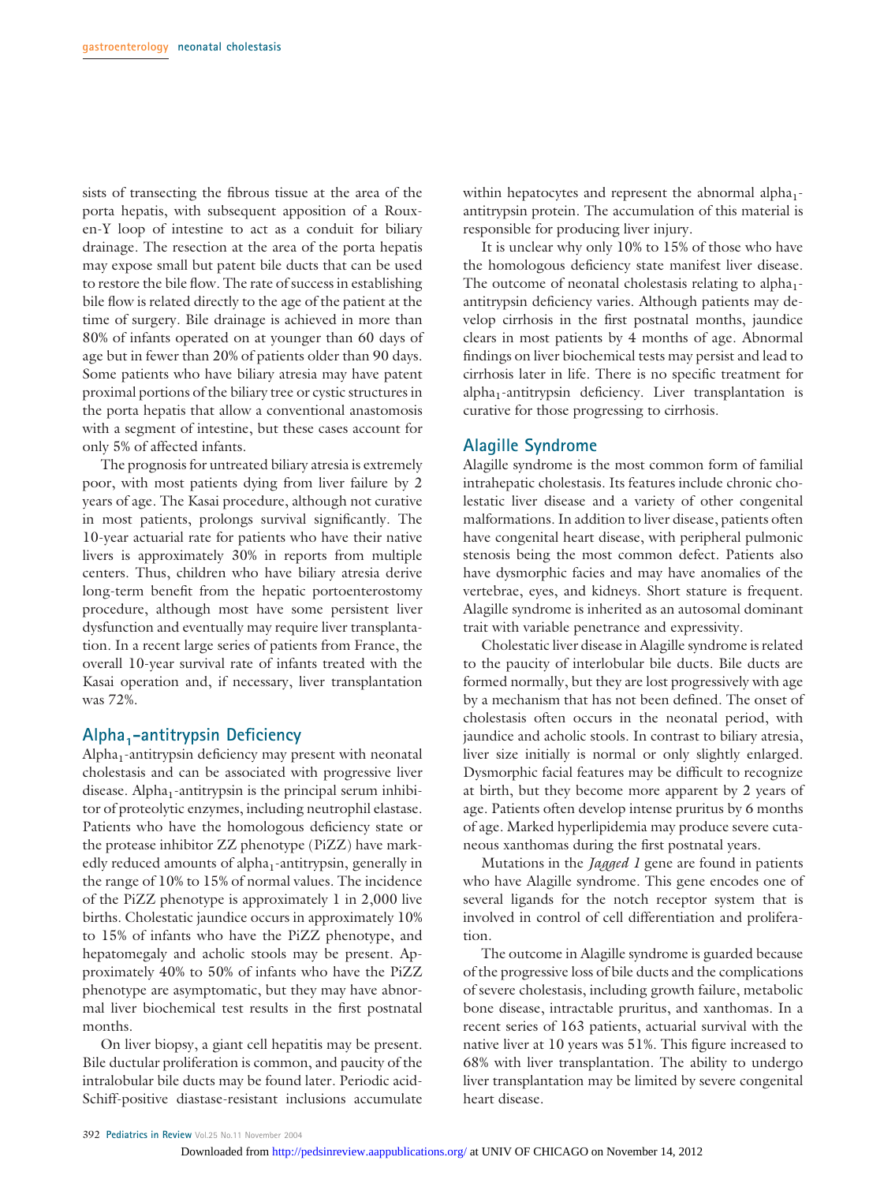sists of transecting the fibrous tissue at the area of the porta hepatis, with subsequent apposition of a Roux-en-Y loop of intestine to act as a conduit for biliary drainage. The resection at the area of the porta hepatis may expose small but patent bile ducts that can be used to restore the bile flow. The rate of success in establishing bile flow is related directly to the age of the patient at the time of surgery. Bile drainage is achieved in more than 80% of infants operated on at younger than 60 days of age but in fewer than 20% of patients older than 90 days. Some patients who have biliary atresia may have patent proximal portions of the biliary tree or cystic structures in the porta hepatis that allow a conventional anastomosis with a segment of intestine, but these cases account for only 5% of affected infants.

The prognosis for untreated biliary atresia is extremely poor, with most patients dying from liver failure by 2 years of age. The Kasai procedure, although not curative in most patients, prolongs survival significantly. The 10-year actuarial rate for patients who have their native livers is approximately 30% in reports from multiple centers. Thus, children who have biliary atresia derive long-term benefit from the hepatic portoenterostomy procedure, although most have some persistent liver dysfunction and eventually may require liver transplantation. In a recent large series of patients from France, the overall 10-year survival rate of infants treated with the Kasai operation and, if necessary, liver transplantation was 72%.

## Alpha$_1$-antitrypsin Deficiency

Alpha$_1$-antitrypsin deficiency may present with neonatal cholestasis and can be associated with progressive liver disease. Alpha$_1$-antitrypsin is the principal serum inhibitor of proteolytic enzymes, including neutrophil elastase. Patients who have the homologous deficiency state or the protease inhibitor ZZ phenotype (PiZZ) have markedly reduced amounts of alpha$_1$-antitrypsin, generally in the range of 10% to 15% of normal values. The incidence of the PiZZ phenotype is approximately 1 in 2,000 live births. Cholestatic jaundice occurs in approximately 10% to 15% of infants who have the PiZZ phenotype, and hepatomegaly and acholic stools may be present. Approximately 40% to 50% of infants who have the PiZZ phenotype are asymptomatic, but they may have abnormal liver biochemical test results in the first postnatal months.

On liver biopsy, a giant cell hepatitis may be present. Bile ductular proliferation is common, and paucity of the intralobular bile ducts may be found later. Periodic acid-Schiff-positive diastase-resistant inclusions accumulate within hepatocytes and represent the abnormal alpha$_1$-antitrypsin protein. The accumulation of this material is responsible for producing liver injury.

It is unclear why only 10% to 15% of those who have the homologous deficiency state manifest liver disease. The outcome of neonatal cholestasis relating to alpha$_1$-antitrypsin deficiency varies. Although patients may develop cirrhosis in the first postnatal months, jaundice clears in most patients by 4 months of age. Abnormal findings on liver biochemical tests may persist and lead to cirrhosis later in life. There is no specific treatment for alpha$_1$-antitrypsin deficiency. Liver transplantation is curative for those progressing to cirrhosis.

## Alagille Syndrome

Alagille syndrome is the most common form of familial intrahepatic cholestasis. Its features include chronic cholestatic liver disease and a variety of other congenital malformations. In addition to liver disease, patients often have congenital heart disease, with peripheral pulmonic stenosis being the most common defect. Patients also have dysmorphic facies and may have anomalies of the vertebrae, eyes, and kidneys. Short stature is frequent. Alagille syndrome is inherited as an autosomal dominant trait with variable penetrance and expressivity.

Cholestatic liver disease in Alagille syndrome is related to the paucity of interlobular bile ducts. Bile ducts are formed normally, but they are lost progressively with age by a mechanism that has not been defined. The onset of cholestasis often occurs in the neonatal period, with jaundice and acholic stools. In contrast to biliary atresia, liver size initially is normal or only slightly enlarged. Dysmorphic facial features may be difficult to recognize at birth, but they become more apparent by 2 years of age. Patients often develop intense pruritus by 6 months of age. Marked hyperlipidemia may produce severe cutaneous xanthomas during the first postnatal years.

Mutations in the *Jagged 1* gene are found in patients who have Alagille syndrome. This gene encodes one of several ligands for the notch receptor system that is involved in control of cell differentiation and proliferation.

The outcome in Alagille syndrome is guarded because of the progressive loss of bile ducts and the complications of severe cholestasis, including growth failure, metabolic bone disease, intractable pruritus, and xanthomas. In a recent series of 163 patients, actuarial survival with the native liver at 10 years was 51%. This figure increased to 68% with liver transplantation. The ability to undergo liver transplantation may be limited by severe congenital heart disease.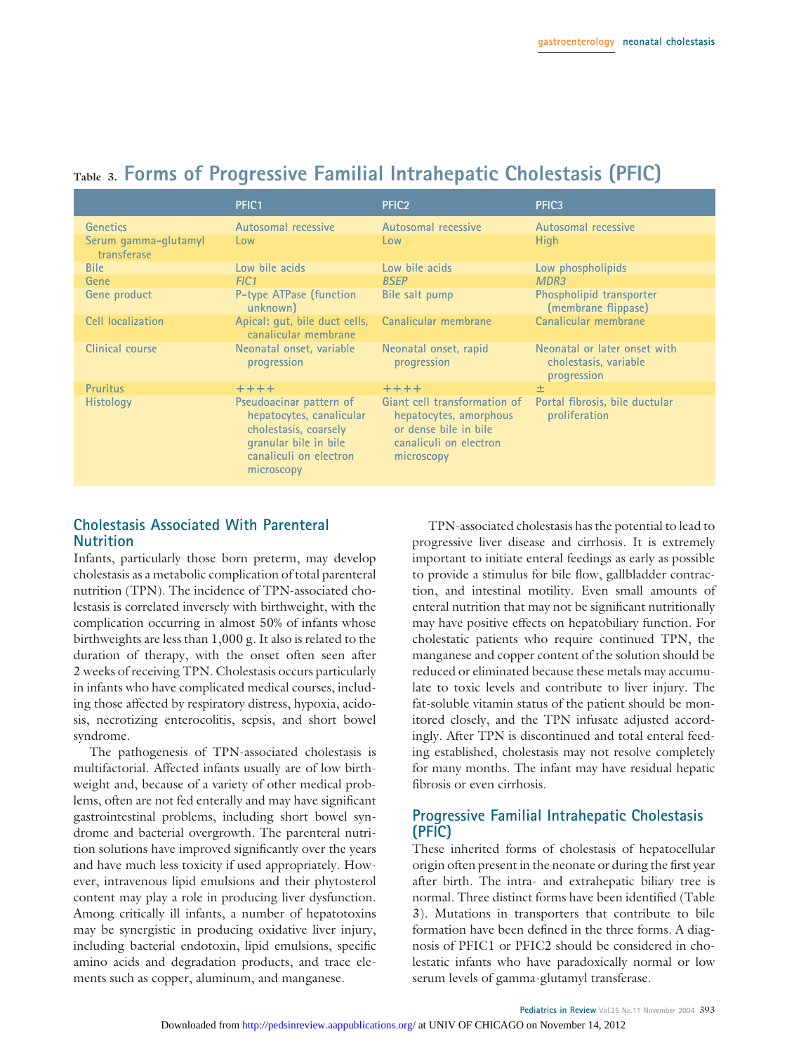Table 3. **Forms of Progressive Familial Intrahepatic Cholestasis (PFIC)**

| | PFIC1 | PFIC2 | PFIC3 |
|---|---|---|---|
| Genetics | Autosomal recessive | Autosomal recessive | Autosomal recessive |
| Serum gamma-glutamyl transferase | Low | Low | High |
| Bile | Low bile acids | Low bile acids | Low phospholipids |
| Gene | *FIC1* | *BSEP* | *MDR3* |
| Gene product | P-type ATPase (function unknown) | Bile salt pump | Phospholipid transporter (membrane flippase) |
| Cell localization | Apical: gut, bile duct cells, canalicular membrane | Canalicular membrane | Canalicular membrane |
| Clinical course | Neonatal onset, variable progression | Neonatal onset, rapid progression | Neonatal or later onset with cholestasis, variable progression |
| Pruritus | ++++ | ++++ | ± |
| Histology | Pseudoacinar pattern of hepatocytes, canalicular cholestasis, coarsely granular bile in bile canaliculi on electron microscopy | Giant cell transformation of hepatocytes, amorphous or dense bile in bile canaliculi on electron microscopy | Portal fibrosis, bile ductular proliferation |

## Cholestasis Associated With Parenteral Nutrition

Infants, particularly those born preterm, may develop cholestasis as a metabolic complication of total parenteral nutrition (TPN). The incidence of TPN-associated cholestasis is correlated inversely with birthweight, with the complication occurring in almost 50% of infants whose birthweights are less than 1,000 g. It also is related to the duration of therapy, with the onset often seen after 2 weeks of receiving TPN. Cholestasis occurs particularly in infants who have complicated medical courses, including those affected by respiratory distress, hypoxia, acidosis, necrotizing enterocolitis, sepsis, and short bowel syndrome.

The pathogenesis of TPN-associated cholestasis is multifactorial. Affected infants usually are of low birthweight and, because of a variety of other medical problems, often are not fed enterally and may have significant gastrointestinal problems, including short bowel syndrome and bacterial overgrowth. The parenteral nutrition solutions have improved significantly over the years and have much less toxicity if used appropriately. However, intravenous lipid emulsions and their phytosterol content may play a role in producing liver dysfunction. Among critically ill infants, a number of hepatotoxins may be synergistic in producing oxidative liver injury, including bacterial endotoxin, lipid emulsions, specific amino acids and degradation products, and trace elements such as copper, aluminum, and manganese.

TPN-associated cholestasis has the potential to lead to progressive liver disease and cirrhosis. It is extremely important to initiate enteral feedings as early as possible to provide a stimulus for bile flow, gallbladder contraction, and intestinal motility. Even small amounts of enteral nutrition that may not be significant nutritionally may have positive effects on hepatobiliary function. For cholestatic patients who require continued TPN, the manganese and copper content of the solution should be reduced or eliminated because these metals may accumulate to toxic levels and contribute to liver injury. The fat-soluble vitamin status of the patient should be monitored closely, and the TPN infusate adjusted accordingly. After TPN is discontinued and total enteral feeding established, cholestasis may not resolve completely for many months. The infant may have residual hepatic fibrosis or even cirrhosis.

## Progressive Familial Intrahepatic Cholestasis (PFIC)

These inherited forms of cholestasis of hepatocellular origin often present in the neonate or during the first year after birth. The intra- and extrahepatic biliary tree is normal. Three distinct forms have been identified (Table 3). Mutations in transporters that contribute to bile formation have been defined in the three forms. A diagnosis of PFIC1 or PFIC2 should be considered in cholestatic infants who have paradoxically normal or low serum levels of gamma-glutamyl transferase.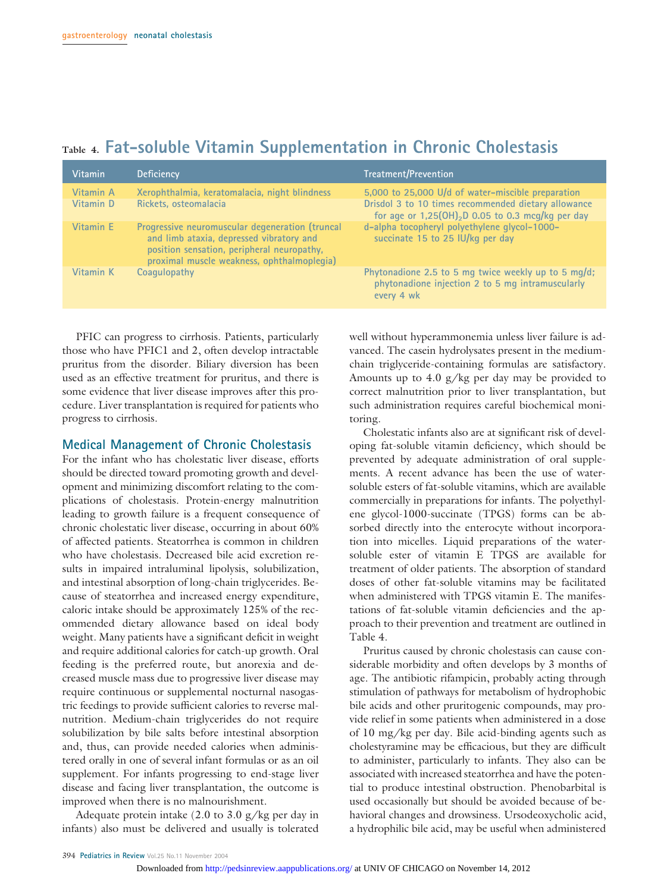**Table 4. Fat-soluble Vitamin Supplementation in Chronic Cholestasis**

| Vitamin | Deficiency | Treatment/Prevention |
|---|---|---|
| Vitamin A | Xerophthalmia, keratomalacia, night blindness | 5,000 to 25,000 U/d of water-miscible preparation |
| Vitamin D | Rickets, osteomalacia | Drisdol 3 to 10 times recommended dietary allowance for age or 1,25$(OH)_2$D 0.05 to 0.3 mcg/kg per day |
| Vitamin E | Progressive neuromuscular degeneration (truncal and limb ataxia, depressed vibratory and position sensation, peripheral neuropathy, proximal muscle weakness, ophthalmoplegia) | d-alpha tocopheryl polyethylene glycol-1000-succinate 15 to 25 IU/kg per day |
| Vitamin K | Coagulopathy | Phytonadione 2.5 to 5 mg twice weekly up to 5 mg/d; phytonadione injection 2 to 5 mg intramuscularly every 4 wk |

PFIC can progress to cirrhosis. Patients, particularly those who have PFIC1 and 2, often develop intractable pruritus from the disorder. Biliary diversion has been used as an effective treatment for pruritus, and there is some evidence that liver disease improves after this procedure. Liver transplantation is required for patients who progress to cirrhosis.

## Medical Management of Chronic Cholestasis

For the infant who has cholestatic liver disease, efforts should be directed toward promoting growth and development and minimizing discomfort relating to the complications of cholestasis. Protein-energy malnutrition leading to growth failure is a frequent consequence of chronic cholestatic liver disease, occurring in about 60% of affected patients. Steatorrhea is common in children who have cholestasis. Decreased bile acid excretion results in impaired intraluminal lipolysis, solubilization, and intestinal absorption of long-chain triglycerides. Because of steatorrhea and increased energy expenditure, caloric intake should be approximately 125% of the recommended dietary allowance based on ideal body weight. Many patients have a significant deficit in weight and require additional calories for catch-up growth. Oral feeding is the preferred route, but anorexia and decreased muscle mass due to progressive liver disease may require continuous or supplemental nocturnal nasogastric feedings to provide sufficient calories to reverse malnutrition. Medium-chain triglycerides do not require solubilization by bile salts before intestinal absorption and, thus, can provide needed calories when administered orally in one of several infant formulas or as an oil supplement. For infants progressing to end-stage liver disease and facing liver transplantation, the outcome is improved when there is no malnourishment.

Adequate protein intake (2.0 to 3.0 g/kg per day in infants) also must be delivered and usually is tolerated well without hyperammonemia unless liver failure is advanced. The casein hydrolysates present in the medium-chain triglyceride-containing formulas are satisfactory. Amounts up to 4.0 g/kg per day may be provided to correct malnutrition prior to liver transplantation, but such administration requires careful biochemical monitoring.

Cholestatic infants also are at significant risk of developing fat-soluble vitamin deficiency, which should be prevented by adequate administration of oral supplements. A recent advance has been the use of water-soluble esters of fat-soluble vitamins, which are available commercially in preparations for infants. The polyethylene glycol-1000-succinate (TPGS) forms can be absorbed directly into the enterocyte without incorporation into micelles. Liquid preparations of the water-soluble ester of vitamin E TPGS are available for treatment of older patients. The absorption of standard doses of other fat-soluble vitamins may be facilitated when administered with TPGS vitamin E. The manifestations of fat-soluble vitamin deficiencies and the approach to their prevention and treatment are outlined in Table 4.

Pruritus caused by chronic cholestasis can cause considerable morbidity and often develops by 3 months of age. The antibiotic rifampicin, probably acting through stimulation of pathways for metabolism of hydrophobic bile acids and other pruritogenic compounds, may provide relief in some patients when administered in a dose of 10 mg/kg per day. Bile acid-binding agents such as cholestyramine may be efficacious, but they are difficult to administer, particularly to infants. They also can be associated with increased steatorrhea and have the potential to produce intestinal obstruction. Phenobarbital is used occasionally but should be avoided because of behavioral changes and drowsiness. Ursodeoxycholic acid, a hydrophilic bile acid, may be useful when administered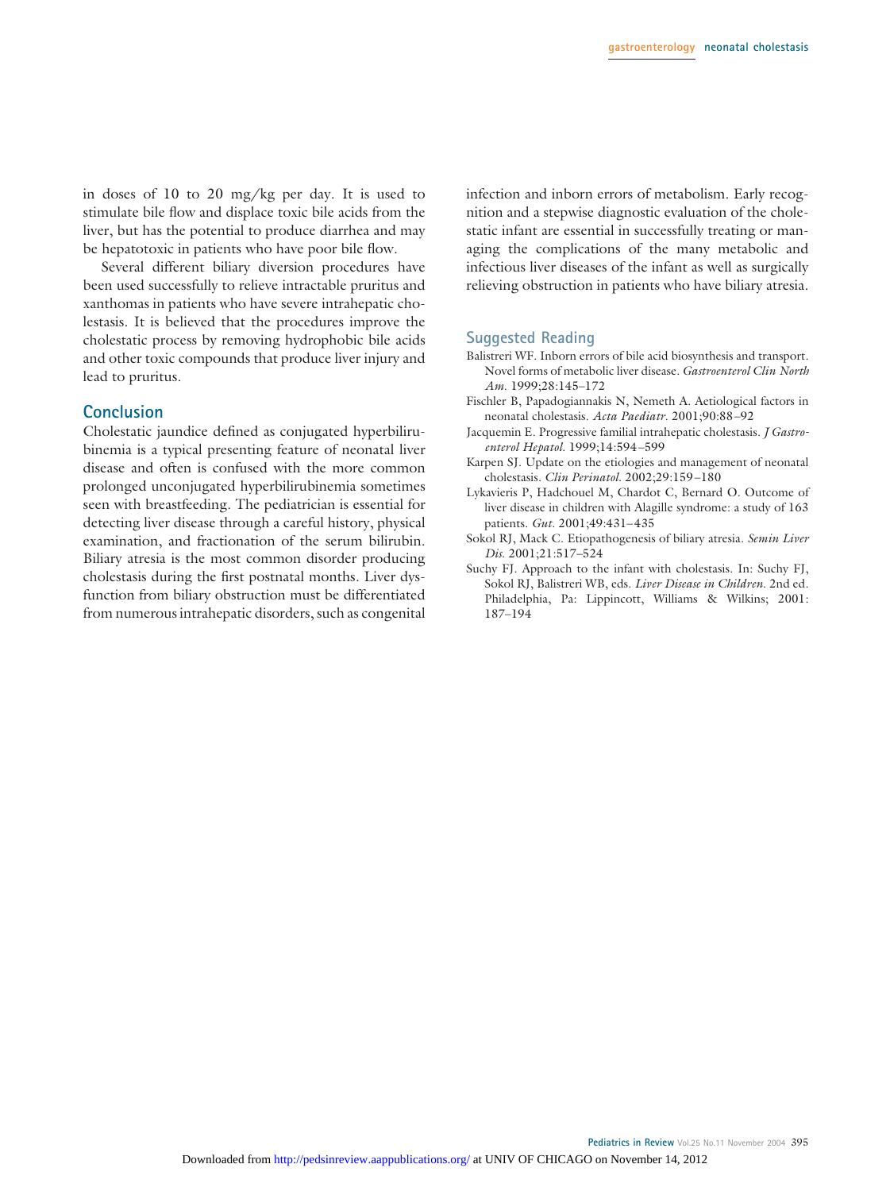in doses of 10 to 20 mg/kg per day. It is used to stimulate bile flow and displace toxic bile acids from the liver, but has the potential to produce diarrhea and may be hepatotoxic in patients who have poor bile flow.

Several different biliary diversion procedures have been used successfully to relieve intractable pruritus and xanthomas in patients who have severe intrahepatic cholestasis. It is believed that the procedures improve the cholestatic process by removing hydrophobic bile acids and other toxic compounds that produce liver injury and lead to pruritus.

## Conclusion

Cholestatic jaundice defined as conjugated hyperbilirubinemia is a typical presenting feature of neonatal liver disease and often is confused with the more common prolonged unconjugated hyperbilirubinemia sometimes seen with breastfeeding. The pediatrician is essential for detecting liver disease through a careful history, physical examination, and fractionation of the serum bilirubin. Biliary atresia is the most common disorder producing cholestasis during the first postnatal months. Liver dysfunction from biliary obstruction must be differentiated from numerous intrahepatic disorders, such as congenital infection and inborn errors of metabolism. Early recognition and a stepwise diagnostic evaluation of the cholestatic infant are essential in successfully treating or managing the complications of the many metabolic and infectious liver diseases of the infant as well as surgically relieving obstruction in patients who have biliary atresia.

## Suggested Reading

Balistreri WF. Inborn errors of bile acid biosynthesis and transport. Novel forms of metabolic liver disease. *Gastroenterol Clin North Am*. 1999;28:145–172

Fischler B, Papadogiannakis N, Nemeth A. Aetiological factors in neonatal cholestasis. *Acta Paediatr*. 2001;90:88–92

Jacquemin E. Progressive familial intrahepatic cholestasis. *J Gastroenterol Hepatol*. 1999;14:594–599

Karpen SJ. Update on the etiologies and management of neonatal cholestasis. *Clin Perinatol*. 2002;29:159–180

Lykavieris P, Hadchouel M, Chardot C, Bernard O. Outcome of liver disease in children with Alagille syndrome: a study of 163 patients. *Gut*. 2001;49:431–435

Sokol RJ, Mack C. Etiopathogenesis of biliary atresia. *Semin Liver Dis*. 2001;21:517–524

Suchy FJ. Approach to the infant with cholestasis. In: Suchy FJ, Sokol RJ, Balistreri WB, eds. *Liver Disease in Children*. 2nd ed. Philadelphia, Pa: Lippincott, Williams & Wilkins; 2001: 187–194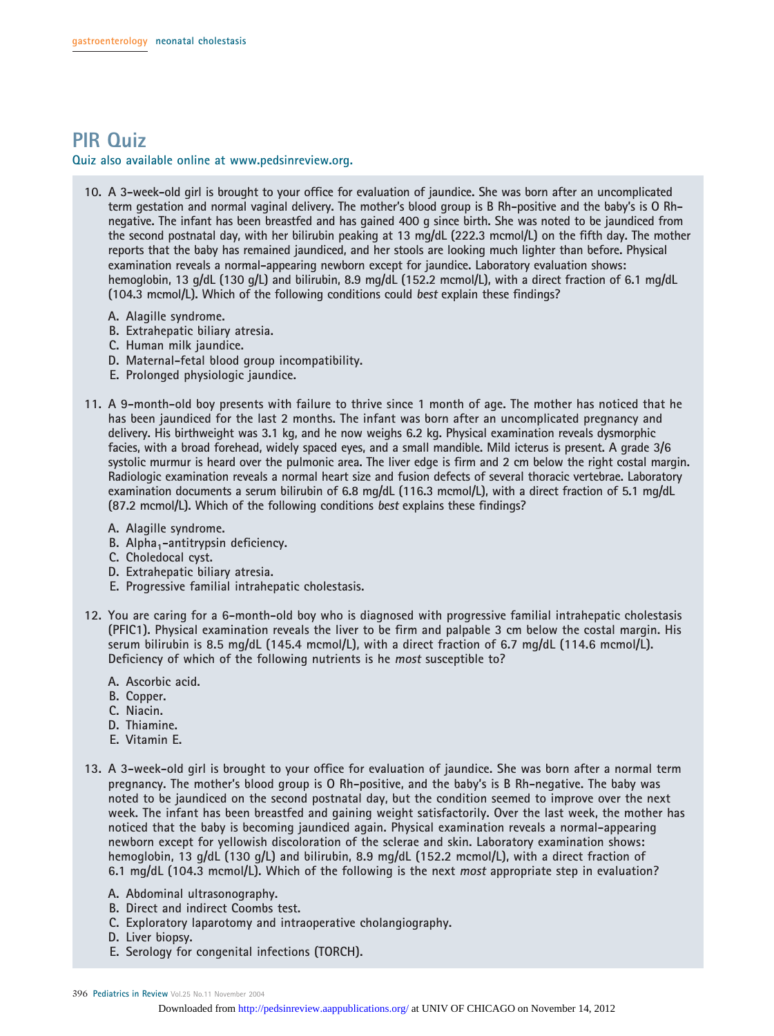## PIR Quiz

**Quiz also available online at www.pedsinreview.org.**

10. A 3-week-old girl is brought to your office for evaluation of jaundice. She was born after an uncomplicated term gestation and normal vaginal delivery. The mother's blood group is B Rh-positive and the baby's is O Rh-negative. The infant has been breastfed and has gained 400 g since birth. She was noted to be jaundiced from the second postnatal day, with her bilirubin peaking at 13 mg/dL (222.3 mcmol/L) on the fifth day. The mother reports that the baby has remained jaundiced, and her stools are looking much lighter than before. Physical examination reveals a normal-appearing newborn except for jaundice. Laboratory evaluation shows: hemoglobin, 13 g/dL (130 g/L) and bilirubin, 8.9 mg/dL (152.2 mcmol/L), with a direct fraction of 6.1 mg/dL (104.3 mcmol/L). Which of the following conditions could *best* explain these findings?

    A. Alagille syndrome.
    B. Extrahepatic biliary atresia.
    C. Human milk jaundice.
    D. Maternal-fetal blood group incompatibility.
    E. Prolonged physiologic jaundice.

11. A 9-month-old boy presents with failure to thrive since 1 month of age. The mother has noticed that he has been jaundiced for the last 2 months. The infant was born after an uncomplicated pregnancy and delivery. His birthweight was 3.1 kg, and he now weighs 6.2 kg. Physical examination reveals dysmorphic facies, with a broad forehead, widely spaced eyes, and a small mandible. Mild icterus is present. A grade 3/6 systolic murmur is heard over the pulmonic area. The liver edge is firm and 2 cm below the right costal margin. Radiologic examination reveals a normal heart size and fusion defects of several thoracic vertebrae. Laboratory examination documents a serum bilirubin of 6.8 mg/dL (116.3 mcmol/L), with a direct fraction of 5.1 mg/dL (87.2 mcmol/L). Which of the following conditions *best* explains these findings?

    A. Alagille syndrome.
    B. Alpha$_1$-antitrypsin deficiency.
    C. Choledocal cyst.
    D. Extrahepatic biliary atresia.
    E. Progressive familial intrahepatic cholestasis.

12. You are caring for a 6-month-old boy who is diagnosed with progressive familial intrahepatic cholestasis (PFIC1). Physical examination reveals the liver to be firm and palpable 3 cm below the costal margin. His serum bilirubin is 8.5 mg/dL (145.4 mcmol/L), with a direct fraction of 6.7 mg/dL (114.6 mcmol/L). Deficiency of which of the following nutrients is he *most* susceptible to?

    A. Ascorbic acid.
    B. Copper.
    C. Niacin.
    D. Thiamine.
    E. Vitamin E.

13. A 3-week-old girl is brought to your office for evaluation of jaundice. She was born after a normal term pregnancy. The mother's blood group is O Rh-positive, and the baby's is B Rh-negative. The baby was noted to be jaundiced on the second postnatal day, but the condition seemed to improve over the next week. The infant has been breastfed and gaining weight satisfactorily. Over the last week, the mother has noticed that the baby is becoming jaundiced again. Physical examination reveals a normal-appearing newborn except for yellowish discoloration of the sclerae and skin. Laboratory examination shows: hemoglobin, 13 g/dL (130 g/L) and bilirubin, 8.9 mg/dL (152.2 mcmol/L), with a direct fraction of 6.1 mg/dL (104.3 mcmol/L). Which of the following is the next *most* appropriate step in evaluation?

    A. Abdominal ultrasonography.
    B. Direct and indirect Coombs test.
    C. Exploratory laparotomy and intraoperative cholangiography.
    D. Liver biopsy.
    E. Serology for congenital infections (TORCH).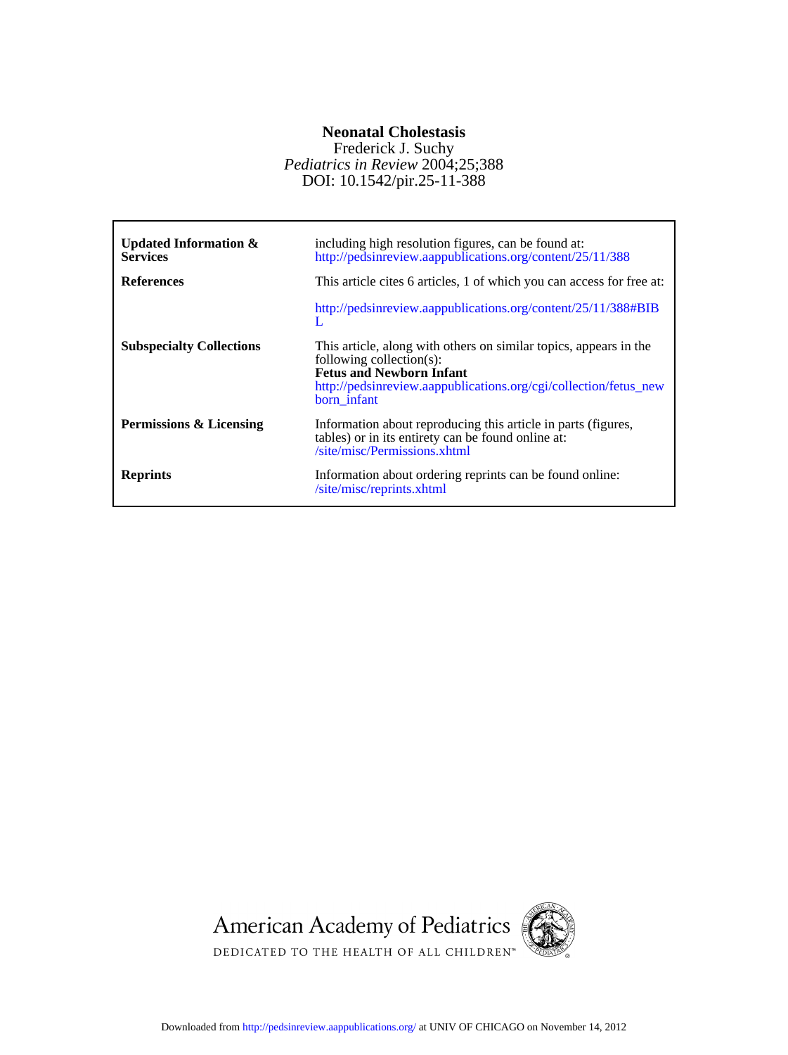# Neonatal Cholestasis

Frederick J. Suchy

*Pediatrics in Review* 2004;25;388

DOI: 10.1542/pir.25-11-388

| | |
|---|---|
| **Updated Information & Services** | including high resolution figures, can be found at: http://pedsinreview.aappublications.org/content/25/11/388 |
| **References** | This article cites 6 articles, 1 of which you can access for free at: http://pedsinreview.aappublications.org/content/25/11/388#BIBL |
| **Subspecialty Collections** | This article, along with others on similar topics, appears in the following collection(s): **Fetus and Newborn Infant** http://pedsinreview.aappublications.org/cgi/collection/fetus_newborn_infant |
| **Permissions & Licensing** | Information about reproducing this article in parts (figures, tables) or in its entirety can be found online at: /site/misc/Permissions.xhtml |
| **Reprints** | Information about ordering reprints can be found online: /site/misc/reprints.xhtml |

American Academy of Pediatrics

DEDICATED TO THE HEALTH OF ALL CHILDREN™

Downloaded from http://pedsinreview.aappublications.org/ at UNIV OF CHICAGO on November 14, 2012